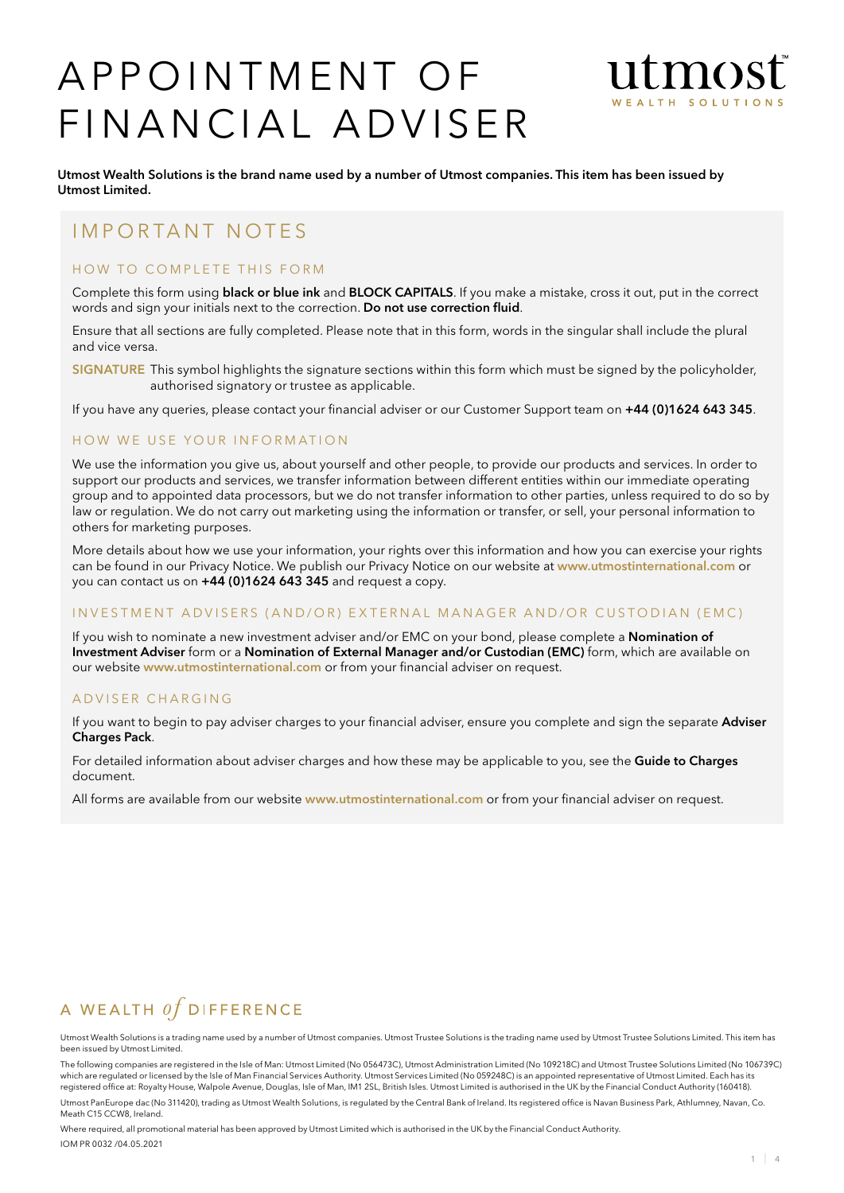# APPOINTMENT OF FINANCIAL ADVISER

**Utmost Wealth Solutions is the brand name used by a number of Utmost companies. This item has been issued by Utmost Limited.**

## IMPORTANT NOTES

### HOW TO COMPLETE THIS FORM

Complete this form using **black or blue ink** and **BLOCK CAPITALS**. If you make a mistake, cross it out, put in the correct words and sign your initials next to the correction. **Do not use correction fluid**.

Ensure that all sections are fully completed. Please note that in this form, words in the singular shall include the plural and vice versa.

**SIGNATURE** This symbol highlights the signature sections within this form which must be signed by the policyholder, authorised signatory or trustee as applicable.

If you have any queries, please contact your financial adviser or our Customer Support team on **+44 (0)1624 643 345**.

### HOW WE USE YOUR INFORMATION

We use the information you give us, about yourself and other people, to provide our products and services. In order to support our products and services, we transfer information between different entities within our immediate operating group and to appointed data processors, but we do not transfer information to other parties, unless required to do so by law or regulation. We do not carry out marketing using the information or transfer, or sell, your personal information to others for marketing purposes.

More details about how we use your information, your rights over this information and how you can exercise your rights can be found in our Privacy Notice. We publish our Privacy Notice on our website at **www.utmostinternational.com** or you can contact us on **+44 (0)1624 643 345** and request a copy.

### INVESTMENT ADVISERS (AND/OR) EXTERNAL MANAGER AND/OR CUSTODIAN (EMC)

If you wish to nominate a new investment adviser and/or EMC on your bond, please complete a **Nomination of Investment Adviser** form or a **Nomination of External Manager and/or Custodian (EMC)** form, which are available on our website **www.utmostinternational.com** or from your financial adviser on request.

### ADVISER CHARGING

If you want to begin to pay adviser charges to your financial adviser, ensure you complete and sign the separate **Adviser Charges Pack**.

For detailed information about adviser charges and how these may be applicable to you, see the **Guide to Charges** document.

All forms are available from our website **www.utmostinternational.com** or from your financial adviser on request.

A WEALTH *of* DIFFERENCE

Utmost Wealth Solutions is a trading name used by a number of Utmost companies. Utmost Trustee Solutions is the trading name used by Utmost Trustee Solutions Limited. This item has been issued by Utmost Limited.

The following companies are registered in the Isle of Man: Utmost Limited (No 056473C), Utmost Administration Limited (No 109218C) and Utmost Trustee Solutions Limited (No 106739C) which are regulated or licensed by the Isle of Man Financial Services Authority. Utmost Services Limited (No 059248C) is an appointed representative of Utmost Limited. Each has its registered office at: Royalty House, Walpole Avenue, Douglas, Isle of Man, IM1 2SL, British Isles. Utmost Limited is authorised in the UK by the Financial Conduct Authority (160418).

Utmost PanEurope dac (No 311420), trading as Utmost Wealth Solutions, is regulated by the Central Bank of Ireland. Its registered office is Navan Business Park, Athlumney, Navan, Co. Meath C15 CCW8, Ireland.

Where required, all promotional material has been approved by Utmost Limited which is authorised in the UK by the Financial Conduct Authority.

IOM PR 0032 /04.05.2021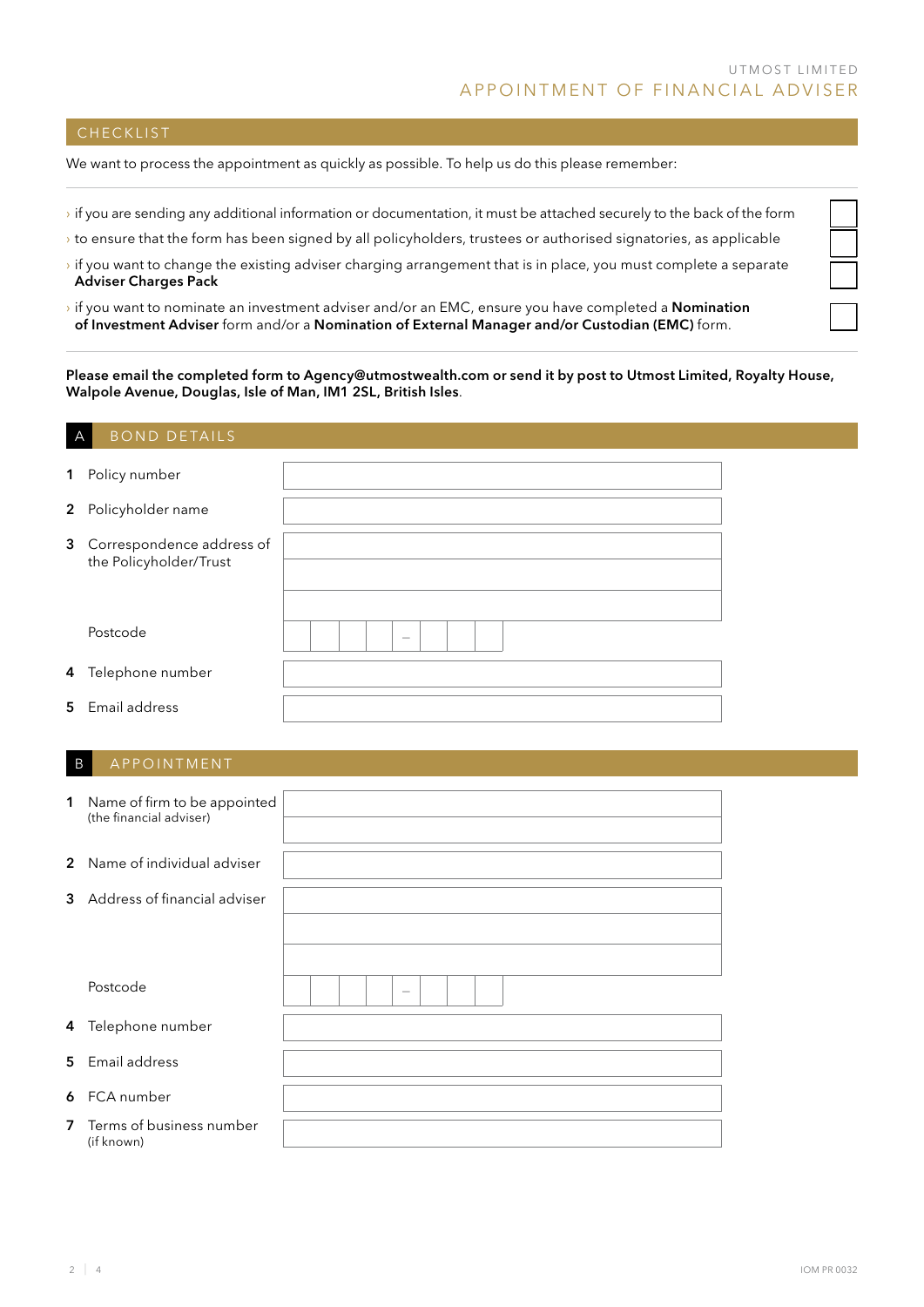UTMOST LIMITED

# APPOINTMENT OF FINANCIAL ADVISER

## CHECKLIST

We want to process the appointment as quickly as possible. To help us do this please remember:

- › if you are sending any additional information or documentation, it must be attached securely to the back of the form ☐
- › to ensure that the form has been signed by all policyholders, trustees or authorised signatories, as applicable ☐
- › if you want to change the existing adviser charging arrangement that is in place, you must complete a separate **Adviser Charges Pack** ☐
- › if you want to nominate an investment adviser and/or an EMC, ensure you have completed a **Nomination of Investment Adviser** form and/or a **Nomination of External Manager and/or Custodian (EMC)** form. ☐

**Please email the completed form to Agency@utmostwealth.com or send it by post to Utmost Limited, Royalty House, Walpole Avenue, Douglas, Isle of Man, IM1 2SL, British Isles**.

## A BOND DETAILS

| | | |
|---|---|---|
| 1 | Policy number | |
| 2 | Policyholder name | |
| 3 | Correspondence address of the Policyholder/Trust | |
| | Postcode | – |
| 4 | Telephone number | |
| 5 | Email address | |

## B APPOINTMENT

| | | |
|---|---|---|
| 1 | Name of firm to be appointed (the financial adviser) | |
| 2 | Name of individual adviser | |
| 3 | Address of financial adviser | |
| | Postcode | – |
| 4 | Telephone number | |
| 5 | Email address | |
| 6 | FCA number | |
| 7 | Terms of business number (if known) | |

IOM PR 0032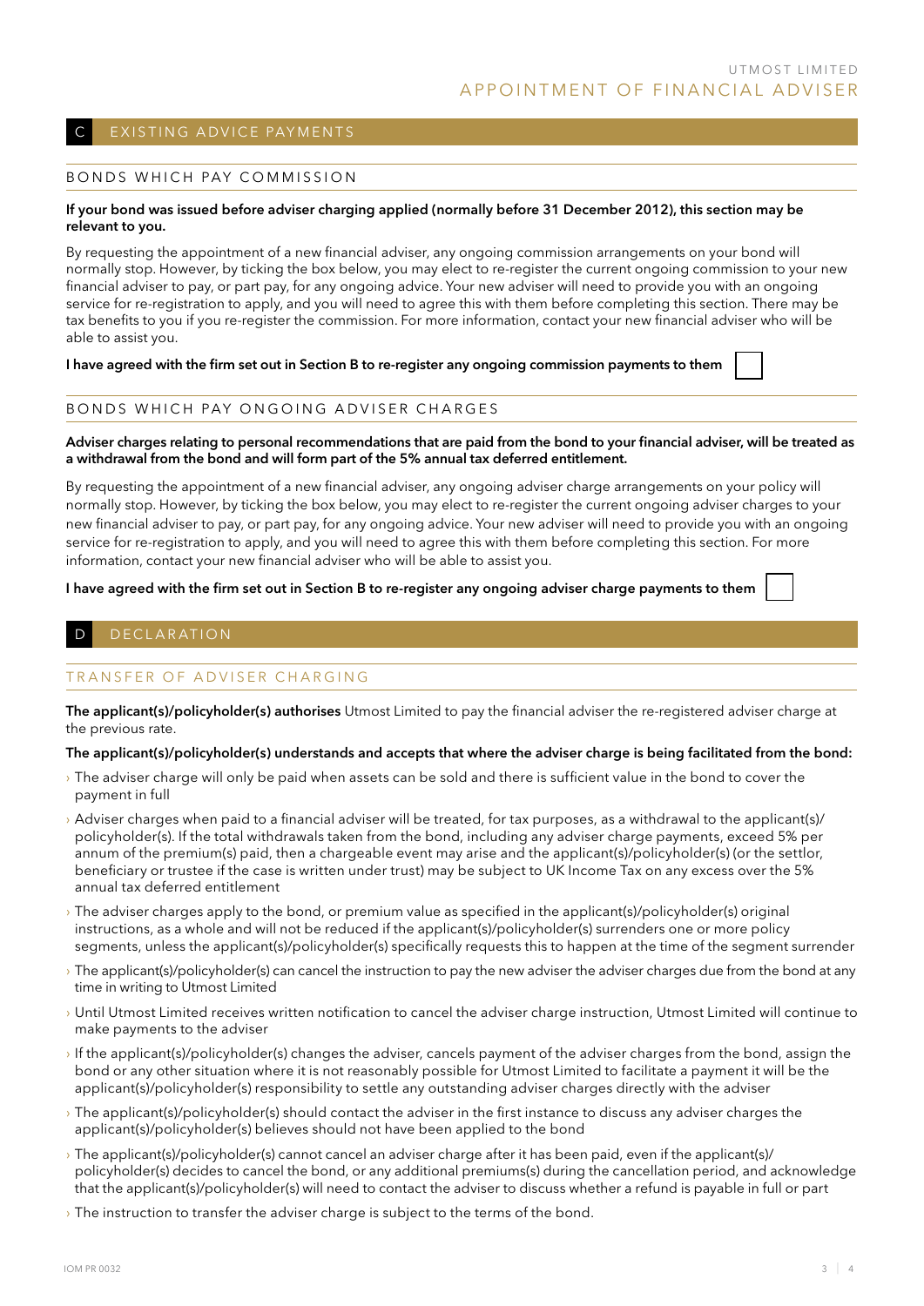## C EXISTING ADVICE PAYMENTS

### BONDS WHICH PAY COMMISSION

**If your bond was issued before adviser charging applied (normally before 31 December 2012), this section may be relevant to you.**

By requesting the appointment of a new financial adviser, any ongoing commission arrangements on your bond will normally stop. However, by ticking the box below, you may elect to re-register the current ongoing commission to your new financial adviser to pay, or part pay, for any ongoing advice. Your new adviser will need to provide you with an ongoing service for re-registration to apply, and you will need to agree this with them before completing this section. There may be tax benefits to you if you re-register the commission. For more information, contact your new financial adviser who will be able to assist you.

**I have agreed with the firm set out in Section B to re-register any ongoing commission payments to them** ☐

### BONDS WHICH PAY ONGOING ADVISER CHARGES

**Adviser charges relating to personal recommendations that are paid from the bond to your financial adviser, will be treated as a withdrawal from the bond and will form part of the 5% annual tax deferred entitlement.**

By requesting the appointment of a new financial adviser, any ongoing adviser charge arrangements on your policy will normally stop. However, by ticking the box below, you may elect to re-register the current ongoing adviser charges to your new financial adviser to pay, or part pay, for any ongoing advice. Your new adviser will need to provide you with an ongoing service for re-registration to apply, and you will need to agree this with them before completing this section. For more information, contact your new financial adviser who will be able to assist you.

**I have agreed with the firm set out in Section B to re-register any ongoing adviser charge payments to them** ☐

## D DECLARATION

### TRANSFER OF ADVISER CHARGING

**The applicant(s)/policyholder(s) authorises** Utmost Limited to pay the financial adviser the re-registered adviser charge at the previous rate.

**The applicant(s)/policyholder(s) understands and accepts that where the adviser charge is being facilitated from the bond:**

- The adviser charge will only be paid when assets can be sold and there is sufficient value in the bond to cover the payment in full
- Adviser charges when paid to a financial adviser will be treated, for tax purposes, as a withdrawal to the applicant(s)/policyholder(s). If the total withdrawals taken from the bond, including any adviser charge payments, exceed 5% per annum of the premium(s) paid, then a chargeable event may arise and the applicant(s)/policyholder(s) (or the settlor, beneficiary or trustee if the case is written under trust) may be subject to UK Income Tax on any excess over the 5% annual tax deferred entitlement
- The adviser charges apply to the bond, or premium value as specified in the applicant(s)/policyholder(s) original instructions, as a whole and will not be reduced if the applicant(s)/policyholder(s) surrenders one or more policy segments, unless the applicant(s)/policyholder(s) specifically requests this to happen at the time of the segment surrender
- The applicant(s)/policyholder(s) can cancel the instruction to pay the new adviser the adviser charges due from the bond at any time in writing to Utmost Limited
- Until Utmost Limited receives written notification to cancel the adviser charge instruction, Utmost Limited will continue to make payments to the adviser
- If the applicant(s)/policyholder(s) changes the adviser, cancels payment of the adviser charges from the bond, assign the bond or any other situation where it is not reasonably possible for Utmost Limited to facilitate a payment it will be the applicant(s)/policyholder(s) responsibility to settle any outstanding adviser charges directly with the adviser
- The applicant(s)/policyholder(s) should contact the adviser in the first instance to discuss any adviser charges the applicant(s)/policyholder(s) believes should not have been applied to the bond
- The applicant(s)/policyholder(s) cannot cancel an adviser charge after it has been paid, even if the applicant(s)/policyholder(s) decides to cancel the bond, or any additional premiums(s) during the cancellation period, and acknowledge that the applicant(s)/policyholder(s) will need to contact the adviser to discuss whether a refund is payable in full or part
- The instruction to transfer the adviser charge is subject to the terms of the bond.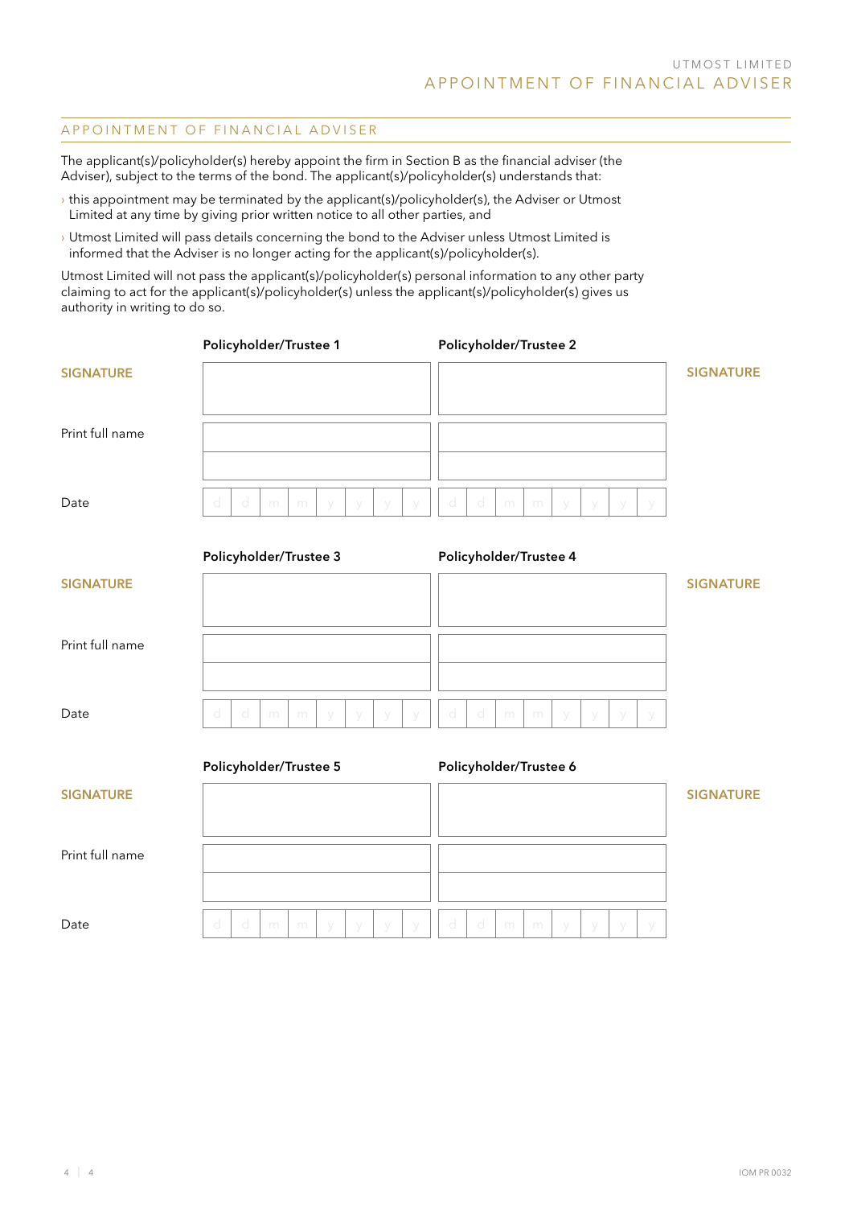## APPOINTMENT OF FINANCIAL ADVISER

The applicant(s)/policyholder(s) hereby appoint the firm in Section B as the financial adviser (the Adviser), subject to the terms of the bond. The applicant(s)/policyholder(s) understands that:

- this appointment may be terminated by the applicant(s)/policyholder(s), the Adviser or Utmost Limited at any time by giving prior written notice to all other parties, and
- Utmost Limited will pass details concerning the bond to the Adviser unless Utmost Limited is informed that the Adviser is no longer acting for the applicant(s)/policyholder(s).

Utmost Limited will not pass the applicant(s)/policyholder(s) personal information to any other party claiming to act for the applicant(s)/policyholder(s) unless the applicant(s)/policyholder(s) gives us authority in writing to do so.

| | **Policyholder/Trustee 1** | **Policyholder/Trustee 2** |
|---|---|---|
| **SIGNATURE** | | |
| Print full name | | |
| Date | d d m m y y y y | d d m m y y y y |

| | **Policyholder/Trustee 3** | **Policyholder/Trustee 4** |
|---|---|---|
| **SIGNATURE** | | |
| Print full name | | |
| Date | d d m m y y y y | d d m m y y y y |

| | **Policyholder/Trustee 5** | **Policyholder/Trustee 6** |
|---|---|---|
| **SIGNATURE** | | |
| Print full name | | |
| Date | d d m m y y y y | d d m m y y y y |

IOM PR 0032